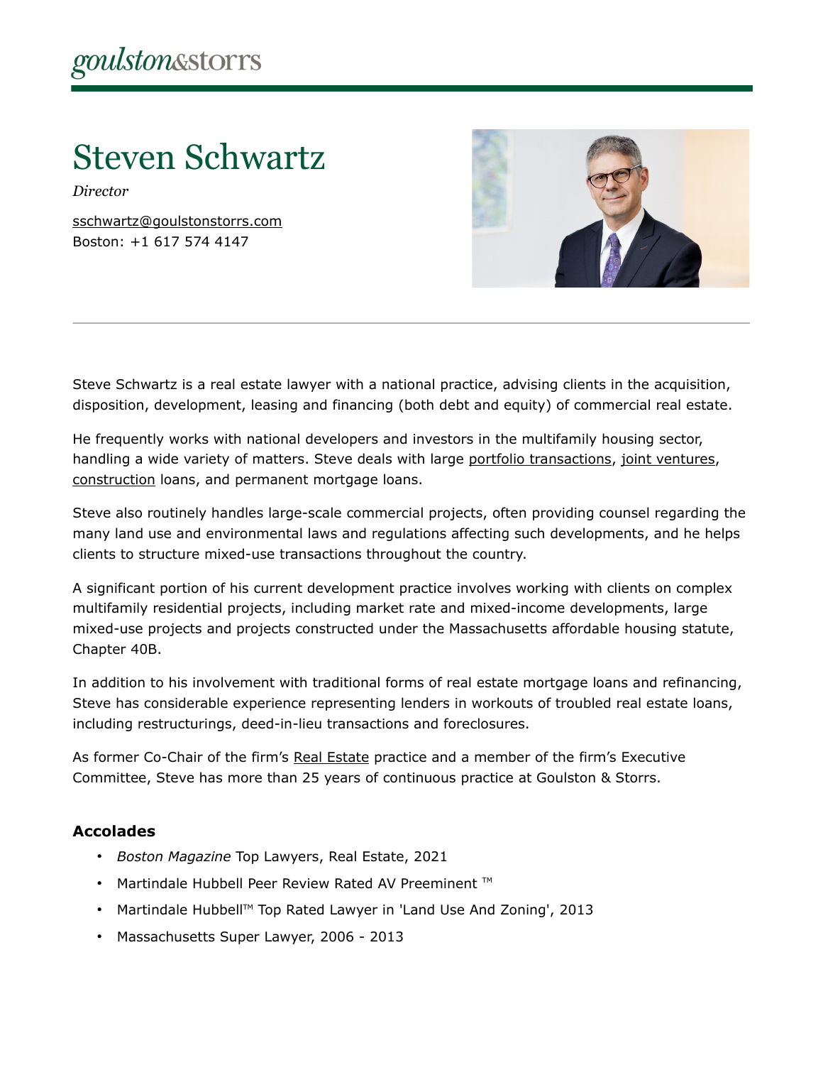goulston&storrs

# Steven Schwartz

*Director*

sschwartz@goulstonstorrs.com
Boston: +1 617 574 4147

Steve Schwartz is a real estate lawyer with a national practice, advising clients in the acquisition, disposition, development, leasing and financing (both debt and equity) of commercial real estate.

He frequently works with national developers and investors in the multifamily housing sector, handling a wide variety of matters. Steve deals with large portfolio transactions, joint ventures, construction loans, and permanent mortgage loans.

Steve also routinely handles large-scale commercial projects, often providing counsel regarding the many land use and environmental laws and regulations affecting such developments, and he helps clients to structure mixed-use transactions throughout the country.

A significant portion of his current development practice involves working with clients on complex multifamily residential projects, including market rate and mixed-income developments, large mixed-use projects and projects constructed under the Massachusetts affordable housing statute, Chapter 40B.

In addition to his involvement with traditional forms of real estate mortgage loans and refinancing, Steve has considerable experience representing lenders in workouts of troubled real estate loans, including restructurings, deed-in-lieu transactions and foreclosures.

As former Co-Chair of the firm's Real Estate practice and a member of the firm's Executive Committee, Steve has more than 25 years of continuous practice at Goulston & Storrs.

### Accolades

- *Boston Magazine* Top Lawyers, Real Estate, 2021
- Martindale Hubbell Peer Review Rated AV Preeminent ™
- Martindale Hubbell™ Top Rated Lawyer in 'Land Use And Zoning', 2013
- Massachusetts Super Lawyer, 2006 - 2013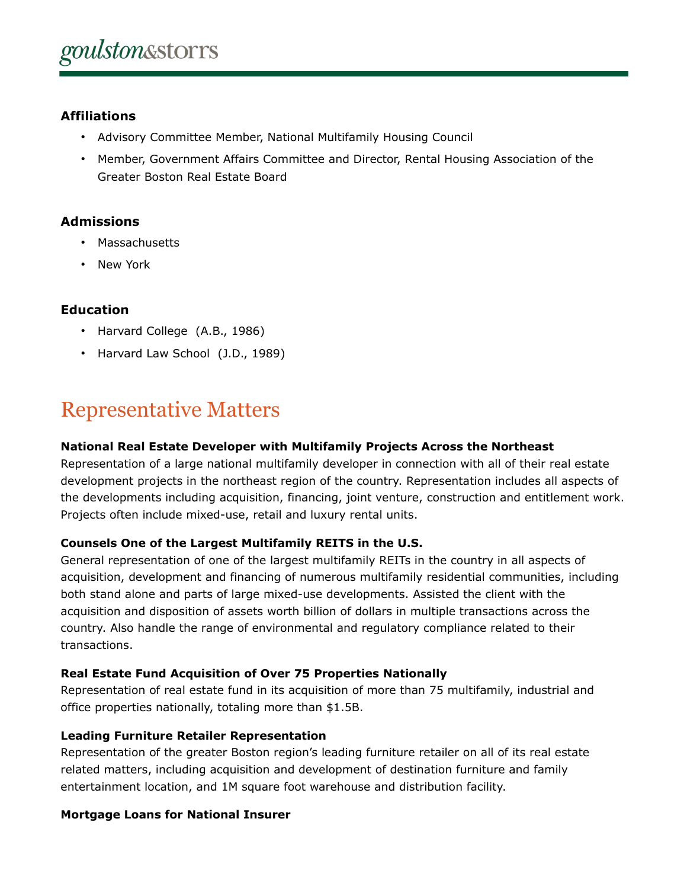### Affiliations

- Advisory Committee Member, National Multifamily Housing Council
- Member, Government Affairs Committee and Director, Rental Housing Association of the Greater Boston Real Estate Board

### Admissions

- Massachusetts
- New York

### Education

- Harvard College (A.B., 1986)
- Harvard Law School (J.D., 1989)

## Representative Matters

**National Real Estate Developer with Multifamily Projects Across the Northeast**
Representation of a large national multifamily developer in connection with all of their real estate development projects in the northeast region of the country. Representation includes all aspects of the developments including acquisition, financing, joint venture, construction and entitlement work. Projects often include mixed-use, retail and luxury rental units.

**Counsels One of the Largest Multifamily REITS in the U.S.**
General representation of one of the largest multifamily REITs in the country in all aspects of acquisition, development and financing of numerous multifamily residential communities, including both stand alone and parts of large mixed-use developments. Assisted the client with the acquisition and disposition of assets worth billion of dollars in multiple transactions across the country. Also handle the range of environmental and regulatory compliance related to their transactions.

**Real Estate Fund Acquisition of Over 75 Properties Nationally**
Representation of real estate fund in its acquisition of more than 75 multifamily, industrial and office properties nationally, totaling more than $1.5B.

**Leading Furniture Retailer Representation**
Representation of the greater Boston region's leading furniture retailer on all of its real estate related matters, including acquisition and development of destination furniture and family entertainment location, and 1M square foot warehouse and distribution facility.

**Mortgage Loans for National Insurer**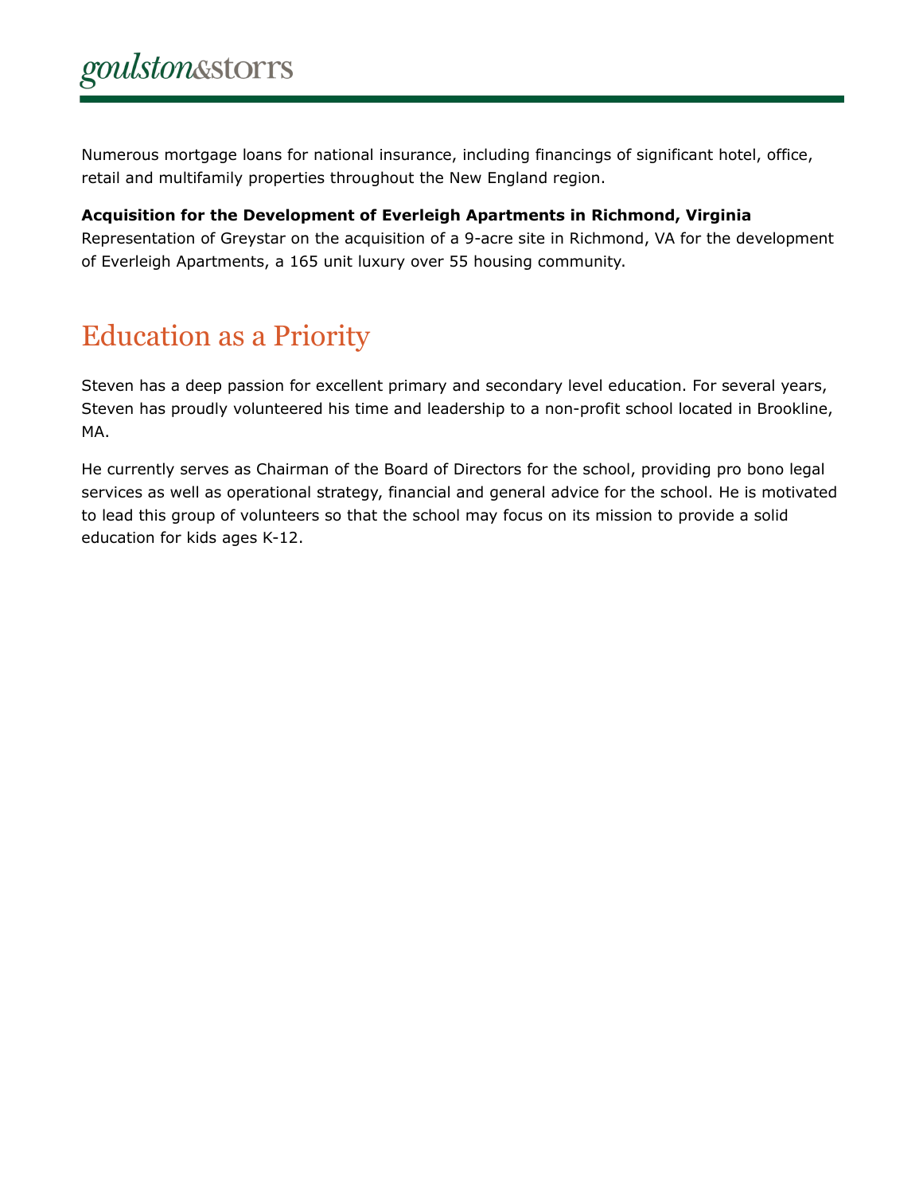Numerous mortgage loans for national insurance, including financings of significant hotel, office, retail and multifamily properties throughout the New England region.

**Acquisition for the Development of Everleigh Apartments in Richmond, Virginia**
Representation of Greystar on the acquisition of a 9-acre site in Richmond, VA for the development of Everleigh Apartments, a 165 unit luxury over 55 housing community.

## Education as a Priority

Steven has a deep passion for excellent primary and secondary level education. For several years, Steven has proudly volunteered his time and leadership to a non-profit school located in Brookline, MA.

He currently serves as Chairman of the Board of Directors for the school, providing pro bono legal services as well as operational strategy, financial and general advice for the school. He is motivated to lead this group of volunteers so that the school may focus on its mission to provide a solid education for kids ages K-12.